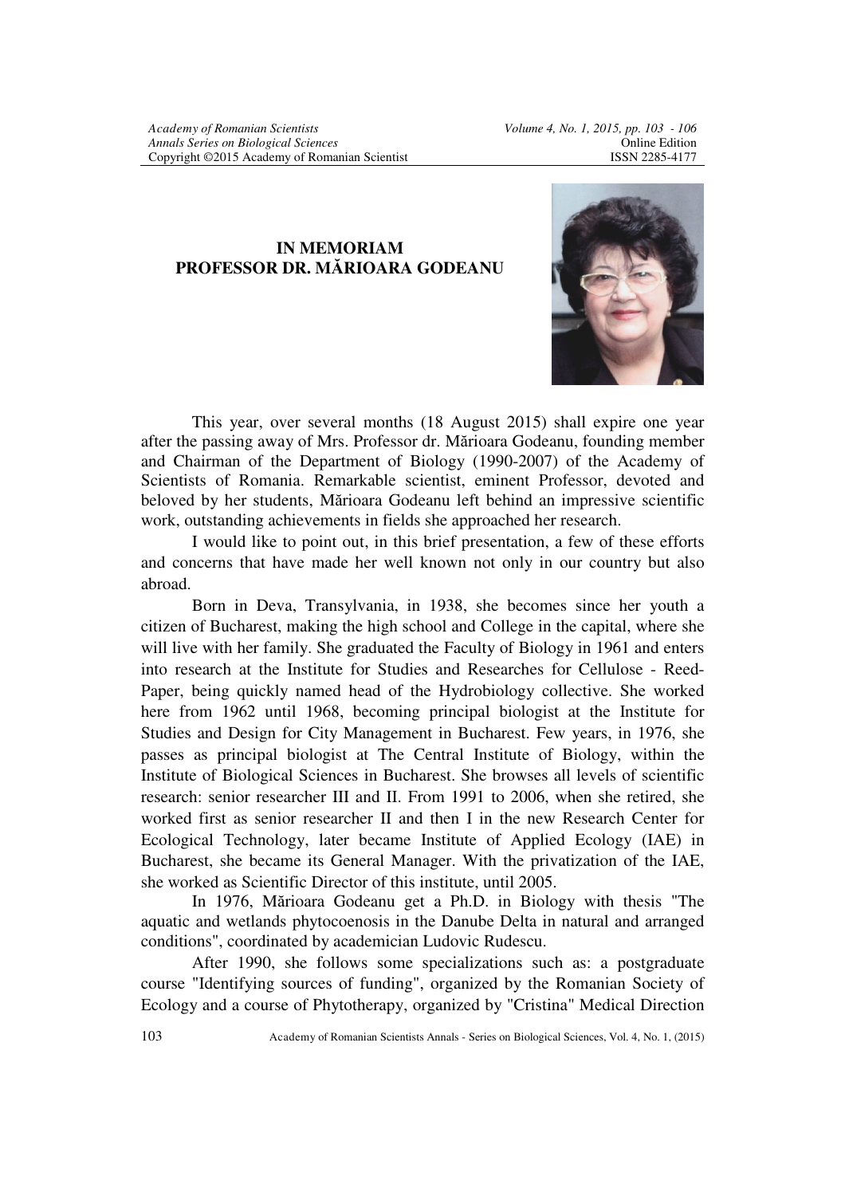# IN MEMORIAM
# PROFESSOR DR. MĂRIOARA GODEANU

This year, over several months (18 August 2015) shall expire one year after the passing away of Mrs. Professor dr. Mărioara Godeanu, founding member and Chairman of the Department of Biology (1990-2007) of the Academy of Scientists of Romania. Remarkable scientist, eminent Professor, devoted and beloved by her students, Mărioara Godeanu left behind an impressive scientific work, outstanding achievements in fields she approached her research.

I would like to point out, in this brief presentation, a few of these efforts and concerns that have made her well known not only in our country but also abroad.

Born in Deva, Transylvania, in 1938, she becomes since her youth a citizen of Bucharest, making the high school and College in the capital, where she will live with her family. She graduated the Faculty of Biology in 1961 and enters into research at the Institute for Studies and Researches for Cellulose - Reed-Paper, being quickly named head of the Hydrobiology collective. She worked here from 1962 until 1968, becoming principal biologist at the Institute for Studies and Design for City Management in Bucharest. Few years, in 1976, she passes as principal biologist at The Central Institute of Biology, within the Institute of Biological Sciences in Bucharest. She browses all levels of scientific research: senior researcher III and II. From 1991 to 2006, when she retired, she worked first as senior researcher II and then I in the new Research Center for Ecological Technology, later became Institute of Applied Ecology (IAE) in Bucharest, she became its General Manager. With the privatization of the IAE, she worked as Scientific Director of this institute, until 2005.

In 1976, Mărioara Godeanu get a Ph.D. in Biology with thesis "The aquatic and wetlands phytocoenosis in the Danube Delta in natural and arranged conditions", coordinated by academician Ludovic Rudescu.

After 1990, she follows some specializations such as: a postgraduate course "Identifying sources of funding", organized by the Romanian Society of Ecology and a course of Phytotherapy, organized by "Cristina" Medical Direction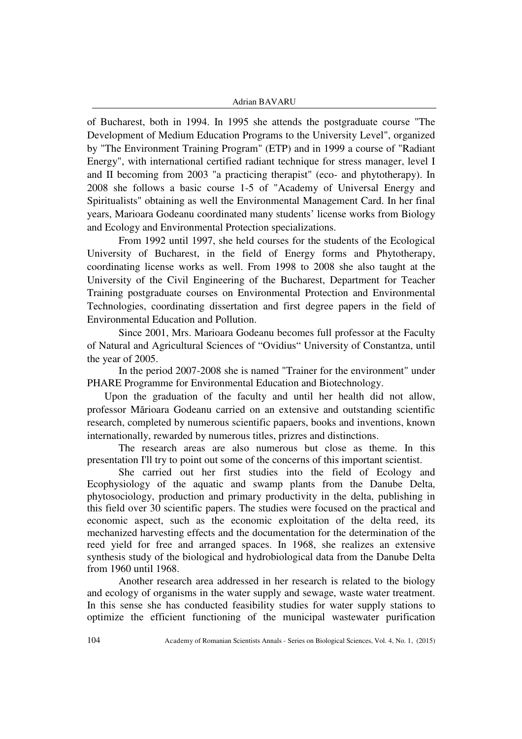of Bucharest, both in 1994. In 1995 she attends the postgraduate course "The Development of Medium Education Programs to the University Level", organized by "The Environment Training Program" (ETP) and in 1999 a course of "Radiant Energy", with international certified radiant technique for stress manager, level I and II becoming from 2003 "a practicing therapist" (eco- and phytotherapy). In 2008 she follows a basic course 1-5 of "Academy of Universal Energy and Spiritualists" obtaining as well the Environmental Management Card. In her final years, Marioara Godeanu coordinated many students' license works from Biology and Ecology and Environmental Protection specializations.

From 1992 until 1997, she held courses for the students of the Ecological University of Bucharest, in the field of Energy forms and Phytotherapy, coordinating license works as well. From 1998 to 2008 she also taught at the University of the Civil Engineering of the Bucharest, Department for Teacher Training postgraduate courses on Environmental Protection and Environmental Technologies, coordinating dissertation and first degree papers in the field of Environmental Education and Pollution.

Since 2001, Mrs. Marioara Godeanu becomes full professor at the Faculty of Natural and Agricultural Sciences of "Ovidius" University of Constantza, until the year of 2005.

In the period 2007-2008 she is named "Trainer for the environment" under PHARE Programme for Environmental Education and Biotechnology.

Upon the graduation of the faculty and until her health did not allow, professor Mărioara Godeanu carried on an extensive and outstanding scientific research, completed by numerous scientific papaers, books and inventions, known internationally, rewarded by numerous titles, prizres and distinctions.

The research areas are also numerous but close as theme. In this presentation I'll try to point out some of the concerns of this important scientist.

She carried out her first studies into the field of Ecology and Ecophysiology of the aquatic and swamp plants from the Danube Delta, phytosociology, production and primary productivity in the delta, publishing in this field over 30 scientific papers. The studies were focused on the practical and economic aspect, such as the economic exploitation of the delta reed, its mechanized harvesting effects and the documentation for the determination of the reed yield for free and arranged spaces. In 1968, she realizes an extensive synthesis study of the biological and hydrobiological data from the Danube Delta from 1960 until 1968.

Another research area addressed in her research is related to the biology and ecology of organisms in the water supply and sewage, waste water treatment. In this sense she has conducted feasibility studies for water supply stations to optimize the efficient functioning of the municipal wastewater purification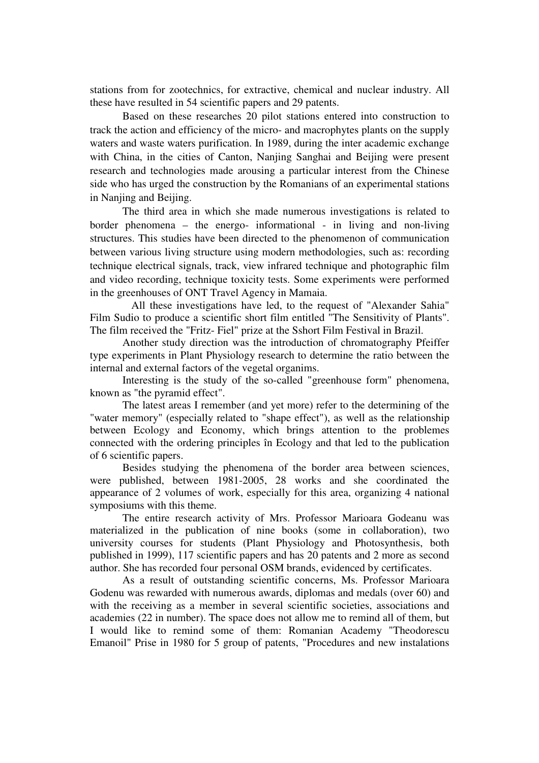stations from for zootechnics, for extractive, chemical and nuclear industry. All these have resulted in 54 scientific papers and 29 patents.

Based on these researches 20 pilot stations entered into construction to track the action and efficiency of the micro- and macrophytes plants on the supply waters and waste waters purification. In 1989, during the inter academic exchange with China, in the cities of Canton, Nanjing Sanghai and Beijing were present research and technologies made arousing a particular interest from the Chinese side who has urged the construction by the Romanians of an experimental stations in Nanjing and Beijing.

The third area in which she made numerous investigations is related to border phenomena – the energo- informational - in living and non-living structures. This studies have been directed to the phenomenon of communication between various living structure using modern methodologies, such as: recording technique electrical signals, track, view infrared technique and photographic film and video recording, technique toxicity tests. Some experiments were performed in the greenhouses of ONT Travel Agency in Mamaia.

All these investigations have led, to the request of "Alexander Sahia" Film Sudio to produce a scientific short film entitled "The Sensitivity of Plants". The film received the "Fritz- Fiel" prize at the Sshort Film Festival in Brazil.

Another study direction was the introduction of chromatography Pfeiffer type experiments in Plant Physiology research to determine the ratio between the internal and external factors of the vegetal organims.

Interesting is the study of the so-called "greenhouse form" phenomena, known as "the pyramid effect".

The latest areas I remember (and yet more) refer to the determining of the "water memory" (especially related to "shape effect"), as well as the relationship between Ecology and Economy, which brings attention to the problemes connected with the ordering principles în Ecology and that led to the publication of 6 scientific papers.

Besides studying the phenomena of the border area between sciences, were published, between 1981-2005, 28 works and she coordinated the appearance of 2 volumes of work, especially for this area, organizing 4 national symposiums with this theme.

The entire research activity of Mrs. Professor Marioara Godeanu was materialized in the publication of nine books (some in collaboration), two university courses for students (Plant Physiology and Photosynthesis, both published in 1999), 117 scientific papers and has 20 patents and 2 more as second author. She has recorded four personal OSM brands, evidenced by certificates.

As a result of outstanding scientific concerns, Ms. Professor Marioara Godenu was rewarded with numerous awards, diplomas and medals (over 60) and with the receiving as a member in several scientific societies, associations and academies (22 in number). The space does not allow me to remind all of them, but I would like to remind some of them: Romanian Academy "Theodorescu Emanoil" Prise in 1980 for 5 group of patents, "Procedures and new instalations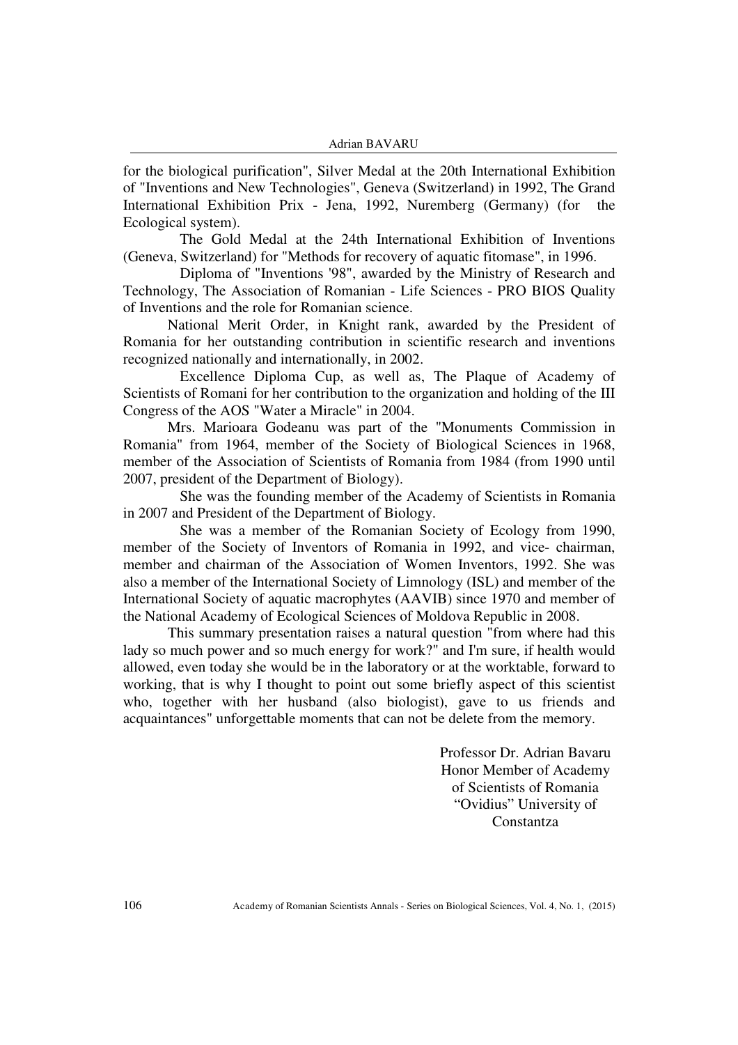for the biological purification", Silver Medal at the 20th International Exhibition of "Inventions and New Technologies", Geneva (Switzerland) in 1992, The Grand International Exhibition Prix - Jena, 1992, Nuremberg (Germany) (for the Ecological system).

The Gold Medal at the 24th International Exhibition of Inventions (Geneva, Switzerland) for "Methods for recovery of aquatic fitomase", in 1996.

Diploma of "Inventions '98", awarded by the Ministry of Research and Technology, The Association of Romanian - Life Sciences - PRO BIOS Quality of Inventions and the role for Romanian science.

National Merit Order, in Knight rank, awarded by the President of Romania for her outstanding contribution in scientific research and inventions recognized nationally and internationally, in 2002.

Excellence Diploma Cup, as well as, The Plaque of Academy of Scientists of Romani for her contribution to the organization and holding of the III Congress of the AOS "Water a Miracle" in 2004.

Mrs. Marioara Godeanu was part of the "Monuments Commission in Romania" from 1964, member of the Society of Biological Sciences in 1968, member of the Association of Scientists of Romania from 1984 (from 1990 until 2007, president of the Department of Biology).

She was the founding member of the Academy of Scientists in Romania in 2007 and President of the Department of Biology.

She was a member of the Romanian Society of Ecology from 1990, member of the Society of Inventors of Romania in 1992, and vice- chairman, member and chairman of the Association of Women Inventors, 1992. She was also a member of the International Society of Limnology (ISL) and member of the International Society of aquatic macrophytes (AAVIB) since 1970 and member of the National Academy of Ecological Sciences of Moldova Republic in 2008.

This summary presentation raises a natural question "from where had this lady so much power and so much energy for work?" and I'm sure, if health would allowed, even today she would be in the laboratory or at the worktable, forward to working, that is why I thought to point out some briefly aspect of this scientist who, together with her husband (also biologist), gave to us friends and acquaintances" unforgettable moments that can not be delete from the memory.

Professor Dr. Adrian Bavaru
Honor Member of Academy
of Scientists of Romania
"Ovidius" University of
Constantza